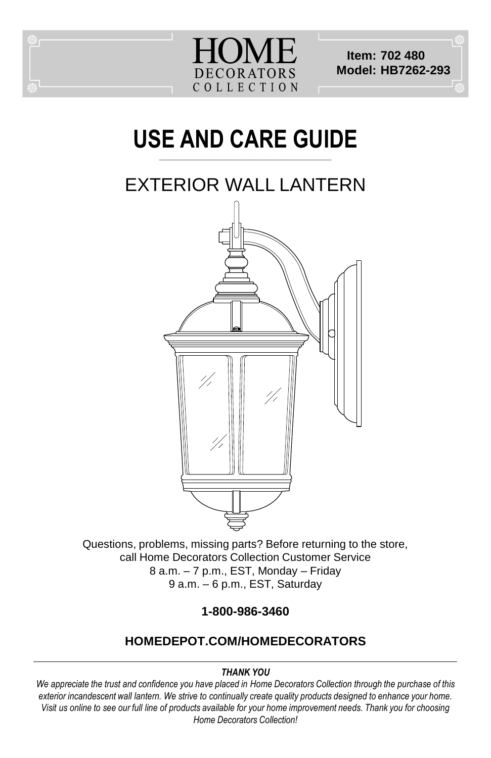HOME DECORATORS COLLECTION

**Item: 702 480**
**Model: HB7262-293**

# USE AND CARE GUIDE

## EXTERIOR WALL LANTERN

Questions, problems, missing parts? Before returning to the store, call Home Decorators Collection Customer Service
8 a.m. – 7 p.m., EST, Monday – Friday
9 a.m. – 6 p.m., EST, Saturday

**1-800-986-3460**

**HOMEDEPOT.COM/HOMEDECORATORS**

---

***THANK YOU***

*We appreciate the trust and confidence you have placed in Home Decorators Collection through the purchase of this exterior incandescent wall lantern. We strive to continually create quality products designed to enhance your home. Visit us online to see our full line of products available for your home improvement needs. Thank you for choosing Home Decorators Collection!*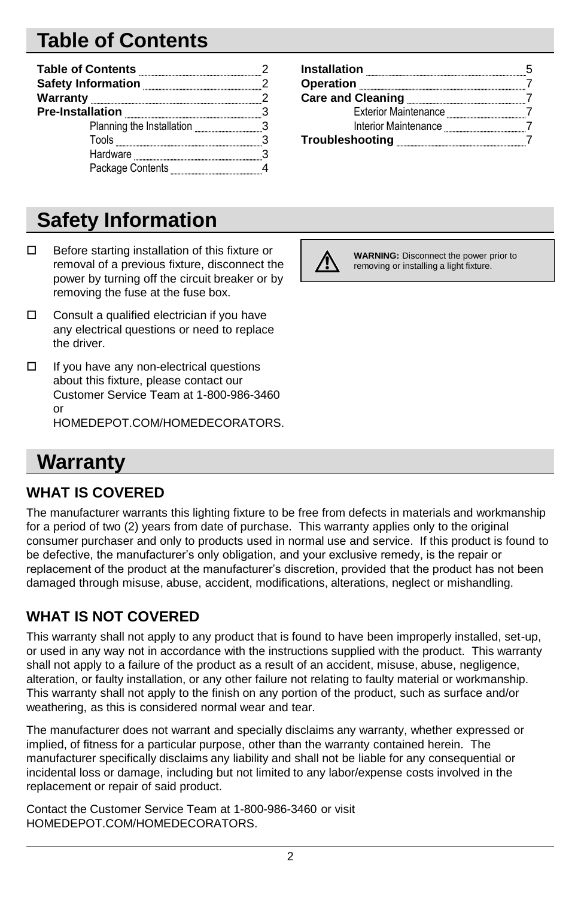# Table of Contents

| Section | Page |
| --- | --- |
| **Table of Contents** | 2 |
| **Safety Information** | 2 |
| **Warranty** | 2 |
| **Pre-Installation** | 3 |
| Planning the Installation | 3 |
| Tools | 3 |
| Hardware | 3 |
| Package Contents | 4 |
| **Installation** | 5 |
| **Operation** | 7 |
| **Care and Cleaning** | 7 |
| Exterior Maintenance | 7 |
| Interior Maintenance | 7 |
| **Troubleshooting** | 7 |

# Safety Information

- ☐ Before starting installation of this fixture or removal of a previous fixture, disconnect the power by turning off the circuit breaker or by removing the fuse at the fuse box.
- ☐ Consult a qualified electrician if you have any electrical questions or need to replace the driver.
- ☐ If you have any non-electrical questions about this fixture, please contact our Customer Service Team at 1-800-986-3460 or HOMEDEPOT.COM/HOMEDECORATORS.

⚠ **WARNING:** Disconnect the power prior to removing or installing a light fixture.

# Warranty

## WHAT IS COVERED

The manufacturer warrants this lighting fixture to be free from defects in materials and workmanship for a period of two (2) years from date of purchase. This warranty applies only to the original consumer purchaser and only to products used in normal use and service. If this product is found to be defective, the manufacturer's only obligation, and your exclusive remedy, is the repair or replacement of the product at the manufacturer's discretion, provided that the product has not been damaged through misuse, abuse, accident, modifications, alterations, neglect or mishandling.

## WHAT IS NOT COVERED

This warranty shall not apply to any product that is found to have been improperly installed, set-up, or used in any way not in accordance with the instructions supplied with the product. This warranty shall not apply to a failure of the product as a result of an accident, misuse, abuse, negligence, alteration, or faulty installation, or any other failure not relating to faulty material or workmanship. This warranty shall not apply to the finish on any portion of the product, such as surface and/or weathering, as this is considered normal wear and tear.

The manufacturer does not warrant and specially disclaims any warranty, whether expressed or implied, of fitness for a particular purpose, other than the warranty contained herein. The manufacturer specifically disclaims any liability and shall not be liable for any consequential or incidental loss or damage, including but not limited to any labor/expense costs involved in the replacement or repair of said product.

Contact the Customer Service Team at 1-800-986-3460 or visit HOMEDEPOT.COM/HOMEDECORATORS.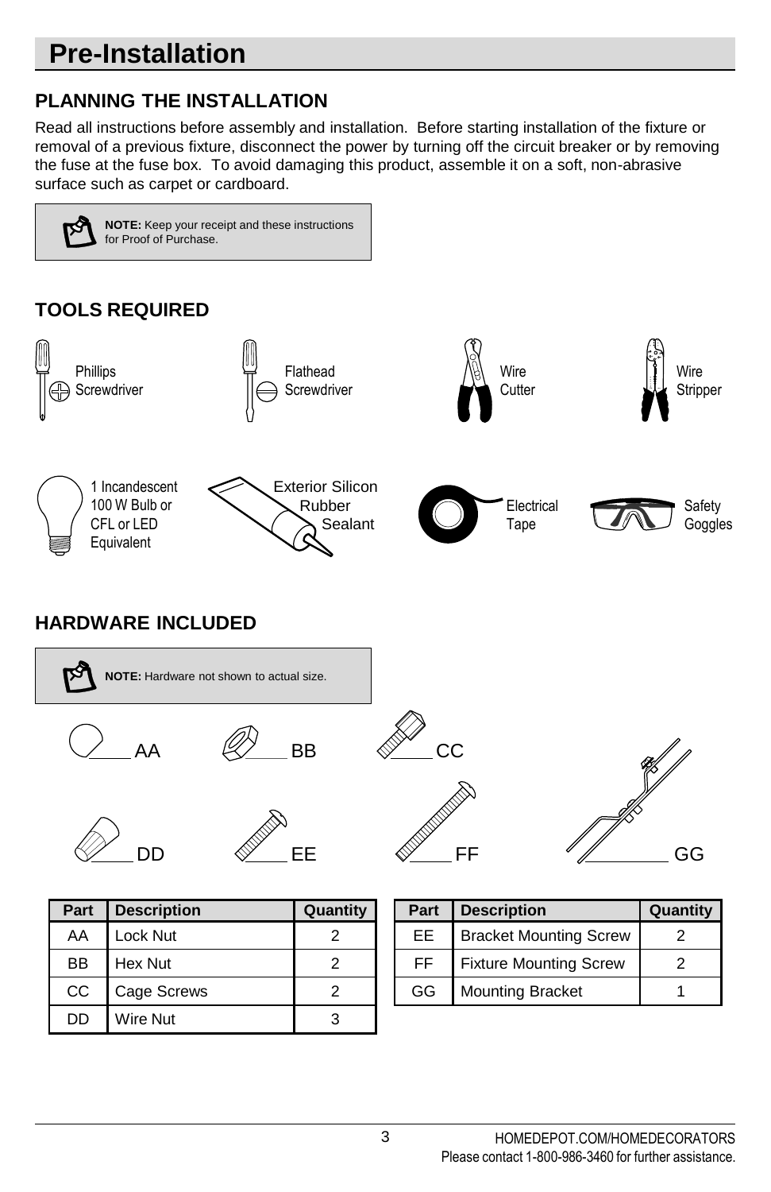# Pre-Installation

## PLANNING THE INSTALLATION

Read all instructions before assembly and installation. Before starting installation of the fixture or removal of a previous fixture, disconnect the power by turning off the circuit breaker or by removing the fuse at the fuse box. To avoid damaging this product, assemble it on a soft, non-abrasive surface such as carpet or cardboard.

**NOTE:** Keep your receipt and these instructions for Proof of Purchase.

## TOOLS REQUIRED

- Phillips Screwdriver
- Flathead Screwdriver
- Wire Cutter
- Wire Stripper
- 1 Incandescent 100 W Bulb or CFL or LED Equivalent
- Exterior Silicon Rubber Sealant
- Electrical Tape
- Safety Goggles

## HARDWARE INCLUDED

**NOTE:** Hardware not shown to actual size.

| Part | Description | Quantity |
|---|---|---|
| AA | Lock Nut | 2 |
| BB | Hex Nut | 2 |
| CC | Cage Screws | 2 |
| DD | Wire Nut | 3 |

| Part | Description | Quantity |
|---|---|---|
| EE | Bracket Mounting Screw | 2 |
| FF | Fixture Mounting Screw | 2 |
| GG | Mounting Bracket | 1 |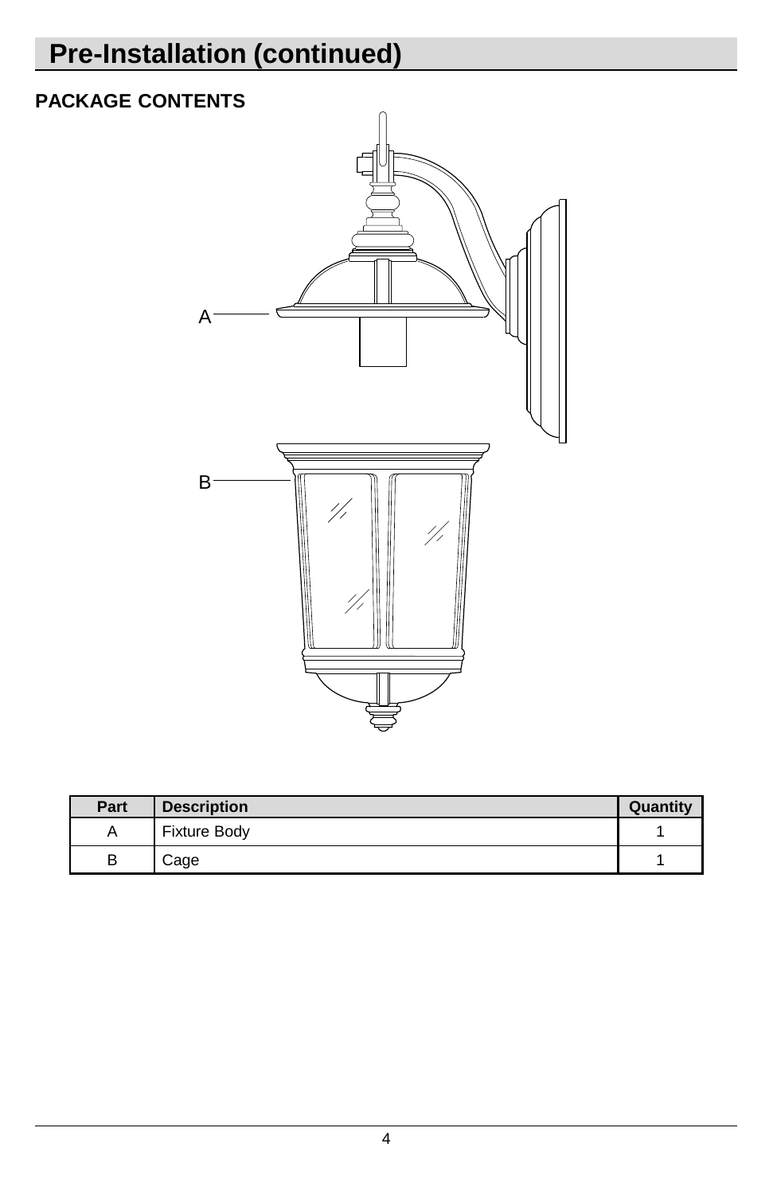# Pre-Installation (continued)

## PACKAGE CONTENTS

| Part | Description | Quantity |
| --- | --- | --- |
| A | Fixture Body | 1 |
| B | Cage | 1 |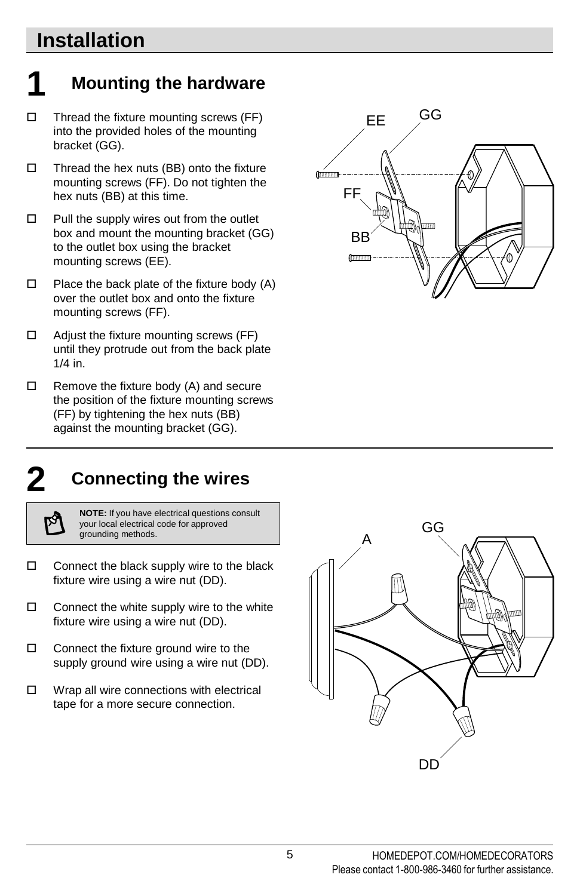# Installation

## 1 Mounting the hardware

- ☐ Thread the fixture mounting screws (FF) into the provided holes of the mounting bracket (GG).
- ☐ Thread the hex nuts (BB) onto the fixture mounting screws (FF). Do not tighten the hex nuts (BB) at this time.
- ☐ Pull the supply wires out from the outlet box and mount the mounting bracket (GG) to the outlet box using the bracket mounting screws (EE).
- ☐ Place the back plate of the fixture body (A) over the outlet box and onto the fixture mounting screws (FF).
- ☐ Adjust the fixture mounting screws (FF) until they protrude out from the back plate 1/4 in.
- ☐ Remove the fixture body (A) and secure the position of the fixture mounting screws (FF) by tightening the hex nuts (BB) against the mounting bracket (GG).

## 2 Connecting the wires

**NOTE:** If you have electrical questions consult your local electrical code for approved grounding methods.

- ☐ Connect the black supply wire to the black fixture wire using a wire nut (DD).
- ☐ Connect the white supply wire to the white fixture wire using a wire nut (DD).
- ☐ Connect the fixture ground wire to the supply ground wire using a wire nut (DD).
- ☐ Wrap all wire connections with electrical tape for a more secure connection.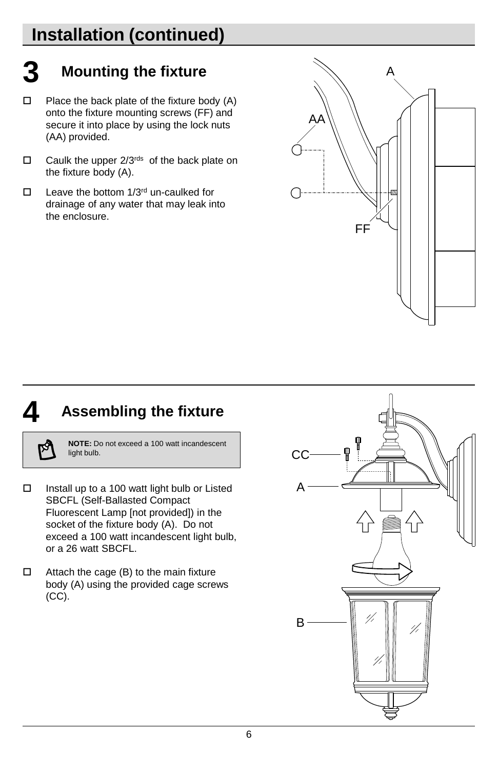## Installation (continued)

### 3 Mounting the fixture

- ☐ Place the back plate of the fixture body (A) onto the fixture mounting screws (FF) and secure it into place by using the lock nuts (AA) provided.
- ☐ Caulk the upper 2/3rds of the back plate on the fixture body (A).
- ☐ Leave the bottom 1/3rd un-caulked for drainage of any water that may leak into the enclosure.

### 4 Assembling the fixture

**NOTE:** Do not exceed a 100 watt incandescent light bulb.

- ☐ Install up to a 100 watt light bulb or Listed SBCFL (Self-Ballasted Compact Fluorescent Lamp [not provided]) in the socket of the fixture body (A). Do not exceed a 100 watt incandescent light bulb, or a 26 watt SBCFL.
- ☐ Attach the cage (B) to the main fixture body (A) using the provided cage screws (CC).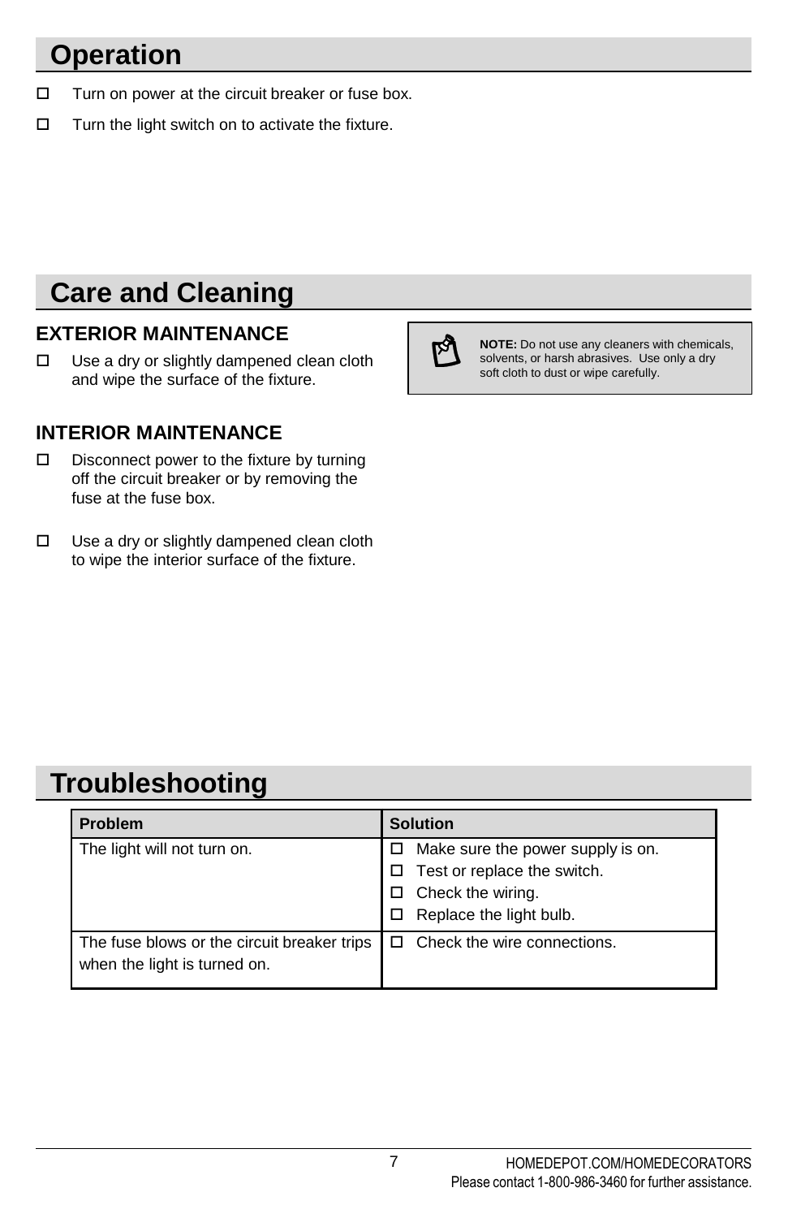# Operation

- Turn on power at the circuit breaker or fuse box.
- Turn the light switch on to activate the fixture.

# Care and Cleaning

### EXTERIOR MAINTENANCE

- Use a dry or slightly dampened clean cloth and wipe the surface of the fixture.

**NOTE:** Do not use any cleaners with chemicals, solvents, or harsh abrasives. Use only a dry soft cloth to dust or wipe carefully.

### INTERIOR MAINTENANCE

- Disconnect power to the fixture by turning off the circuit breaker or by removing the fuse at the fuse box.
- Use a dry or slightly dampened clean cloth to wipe the interior surface of the fixture.

# Troubleshooting

| Problem | Solution |
| --- | --- |
| The light will not turn on. | - Make sure the power supply is on.<br>- Test or replace the switch.<br>- Check the wiring.<br>- Replace the light bulb. |
| The fuse blows or the circuit breaker trips when the light is turned on. | - Check the wire connections. |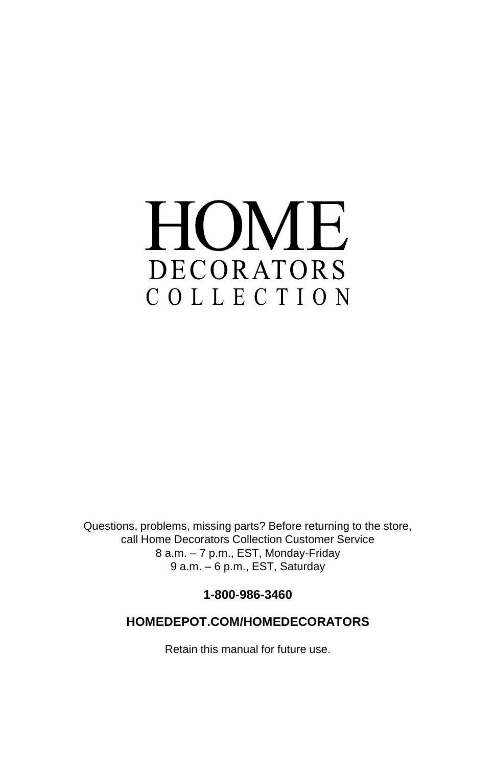# HOME

## DECORATORS

## COLLECTION

Questions, problems, missing parts? Before returning to the store,
call Home Decorators Collection Customer Service
8 a.m. – 7 p.m., EST, Monday-Friday
9 a.m. – 6 p.m., EST, Saturday

**1-800-986-3460**

**HOMEDEPOT.COM/HOMEDECORATORS**

Retain this manual for future use.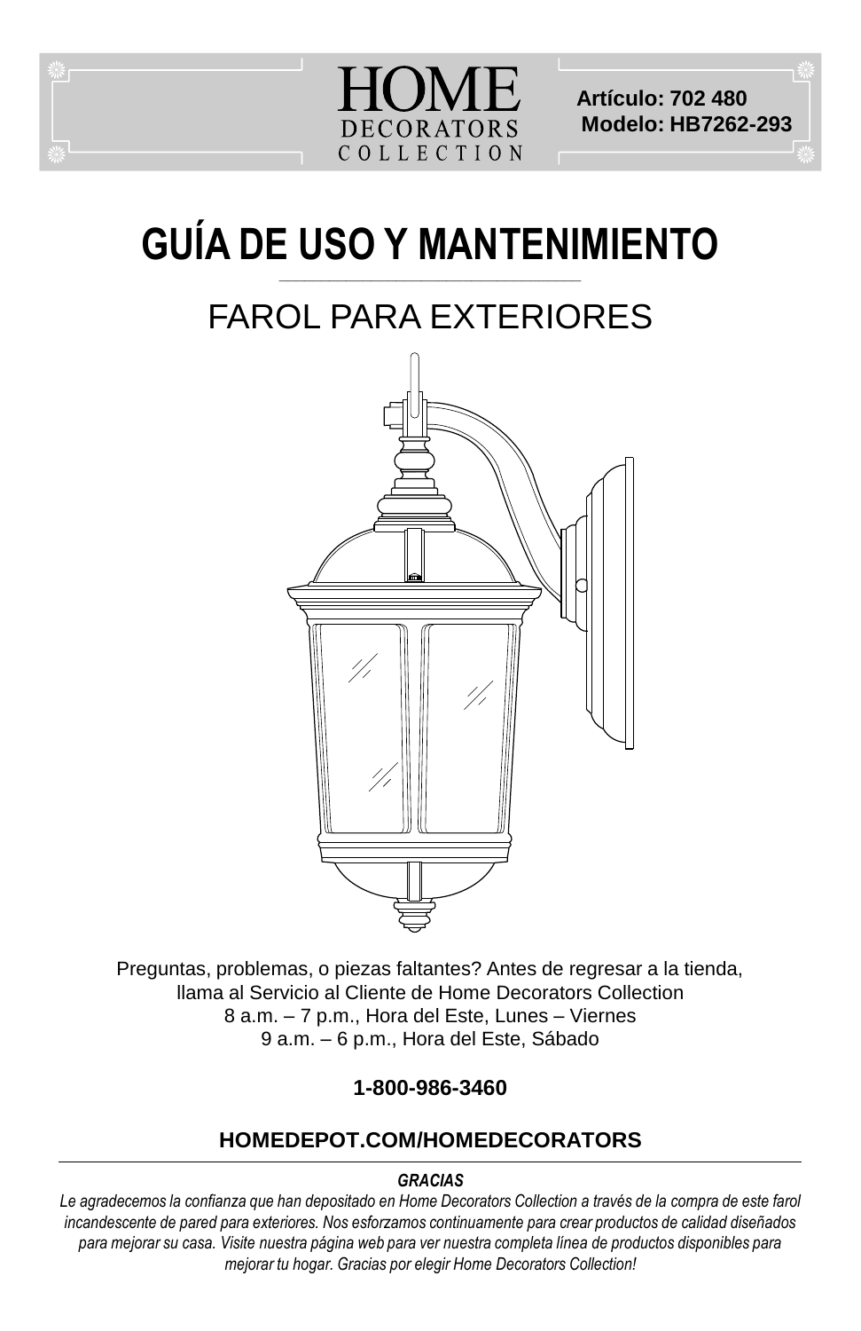HOME DECORATORS COLLECTION

**Artículo: 702 480**
**Modelo: HB7262-293**

# GUÍA DE USO Y MANTENIMIENTO

## FAROL PARA EXTERIORES

Preguntas, problemas, o piezas faltantes? Antes de regresar a la tienda,
llama al Servicio al Cliente de Home Decorators Collection
8 a.m. – 7 p.m., Hora del Este, Lunes – Viernes
9 a.m. – 6 p.m., Hora del Este, Sábado

**1-800-986-3460**

**HOMEDEPOT.COM/HOMEDECORATORS**

---

***GRACIAS***

*Le agradecemos la confianza que han depositado en Home Decorators Collection a través de la compra de este farol incandescente de pared para exteriores. Nos esforzamos continuamente para crear productos de calidad diseñados para mejorar su casa. Visite nuestra página web para ver nuestra completa línea de productos disponibles para mejorar tu hogar. Gracias por elegir Home Decorators Collection!*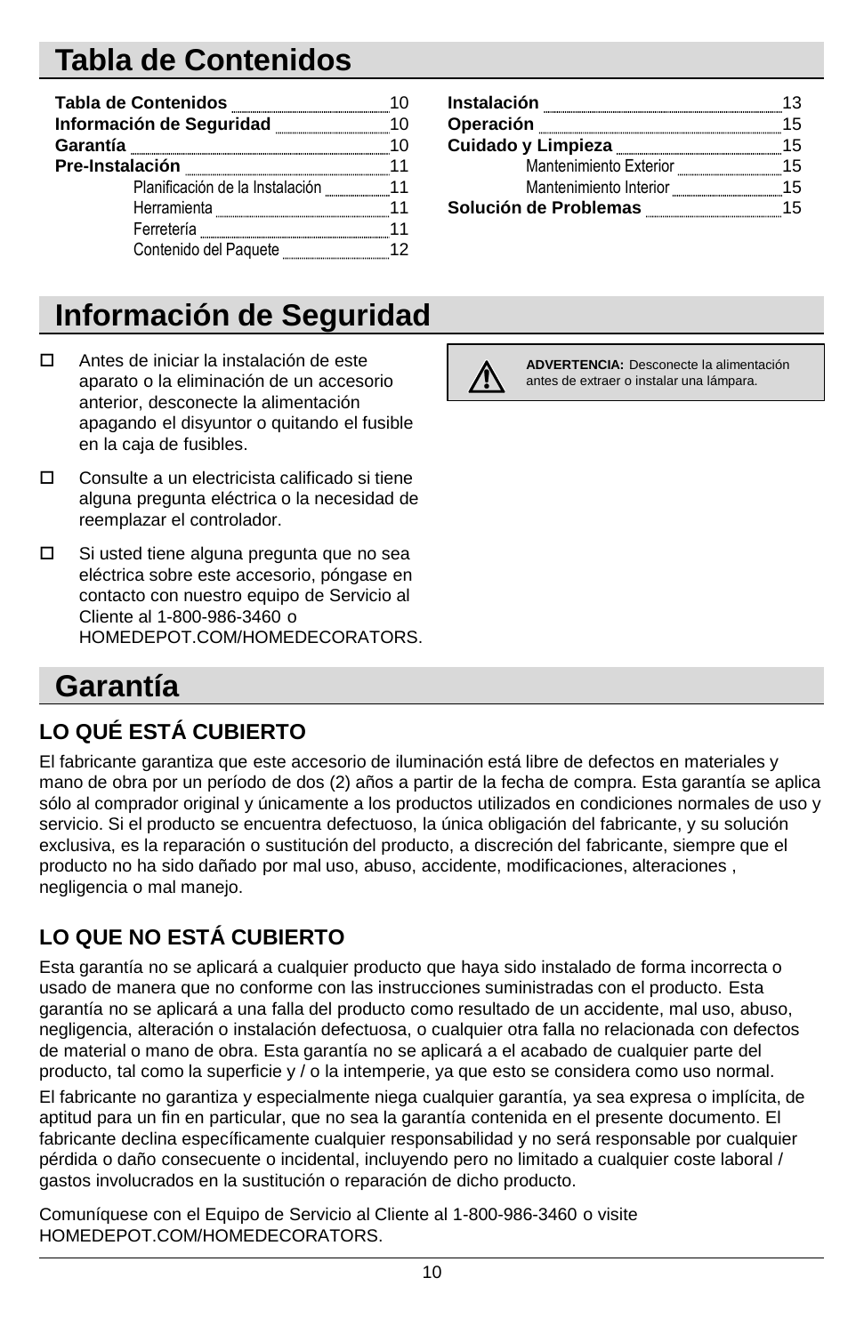# Tabla de Contenidos

| | |
|---|---|
| **Tabla de Contenidos** | 10 |
| **Información de Seguridad** | 10 |
| **Garantía** | 10 |
| **Pre-Instalación** | 11 |
| Planificación de la Instalación | 11 |
| Herramienta | 11 |
| Ferretería | 11 |
| Contenido del Paquete | 12 |
| **Instalación** | 13 |
| **Operación** | 15 |
| **Cuidado y Limpieza** | 15 |
| Mantenimiento Exterior | 15 |
| Mantenimiento Interior | 15 |
| **Solución de Problemas** | 15 |

# Información de Seguridad

- ☐ Antes de iniciar la instalación de este aparato o la eliminación de un accesorio anterior, desconecte la alimentación apagando el disyuntor o quitando el fusible en la caja de fusibles.
- ☐ Consulte a un electricista calificado si tiene alguna pregunta eléctrica o la necesidad de reemplazar el controlador.
- ☐ Si usted tiene alguna pregunta que no sea eléctrica sobre este accesorio, póngase en contacto con nuestro equipo de Servicio al Cliente al 1-800-986-3460 o HOMEDEPOT.COM/HOMEDECORATORS.

⚠ **ADVERTENCIA:** Desconecte la alimentación antes de extraer o instalar una lámpara.

# Garantía

## LO QUÉ ESTÁ CUBIERTO

El fabricante garantiza que este accesorio de iluminación está libre de defectos en materiales y mano de obra por un período de dos (2) años a partir de la fecha de compra. Esta garantía se aplica sólo al comprador original y únicamente a los productos utilizados en condiciones normales de uso y servicio. Si el producto se encuentra defectuoso, la única obligación del fabricante, y su solución exclusiva, es la reparación o sustitución del producto, a discreción del fabricante, siempre que el producto no ha sido dañado por mal uso, abuso, accidente, modificaciones, alteraciones , negligencia o mal manejo.

## LO QUE NO ESTÁ CUBIERTO

Esta garantía no se aplicará a cualquier producto que haya sido instalado de forma incorrecta o usado de manera que no conforme con las instrucciones suministradas con el producto. Esta garantía no se aplicará a una falla del producto como resultado de un accidente, mal uso, abuso, negligencia, alteración o instalación defectuosa, o cualquier otra falla no relacionada con defectos de material o mano de obra. Esta garantía no se aplicará a el acabado de cualquier parte del producto, tal como la superficie y / o la intemperie, ya que esto se considera como uso normal.

El fabricante no garantiza y especialmente niega cualquier garantía, ya sea expresa o implícita, de aptitud para un fin en particular, que no sea la garantía contenida en el presente documento. El fabricante declina específicamente cualquier responsabilidad y no será responsable por cualquier pérdida o daño consecuente o incidental, incluyendo pero no limitado a cualquier coste laboral / gastos involucrados en la sustitución o reparación de dicho producto.

Comuníquese con el Equipo de Servicio al Cliente al 1-800-986-3460 o visite HOMEDEPOT.COM/HOMEDECORATORS.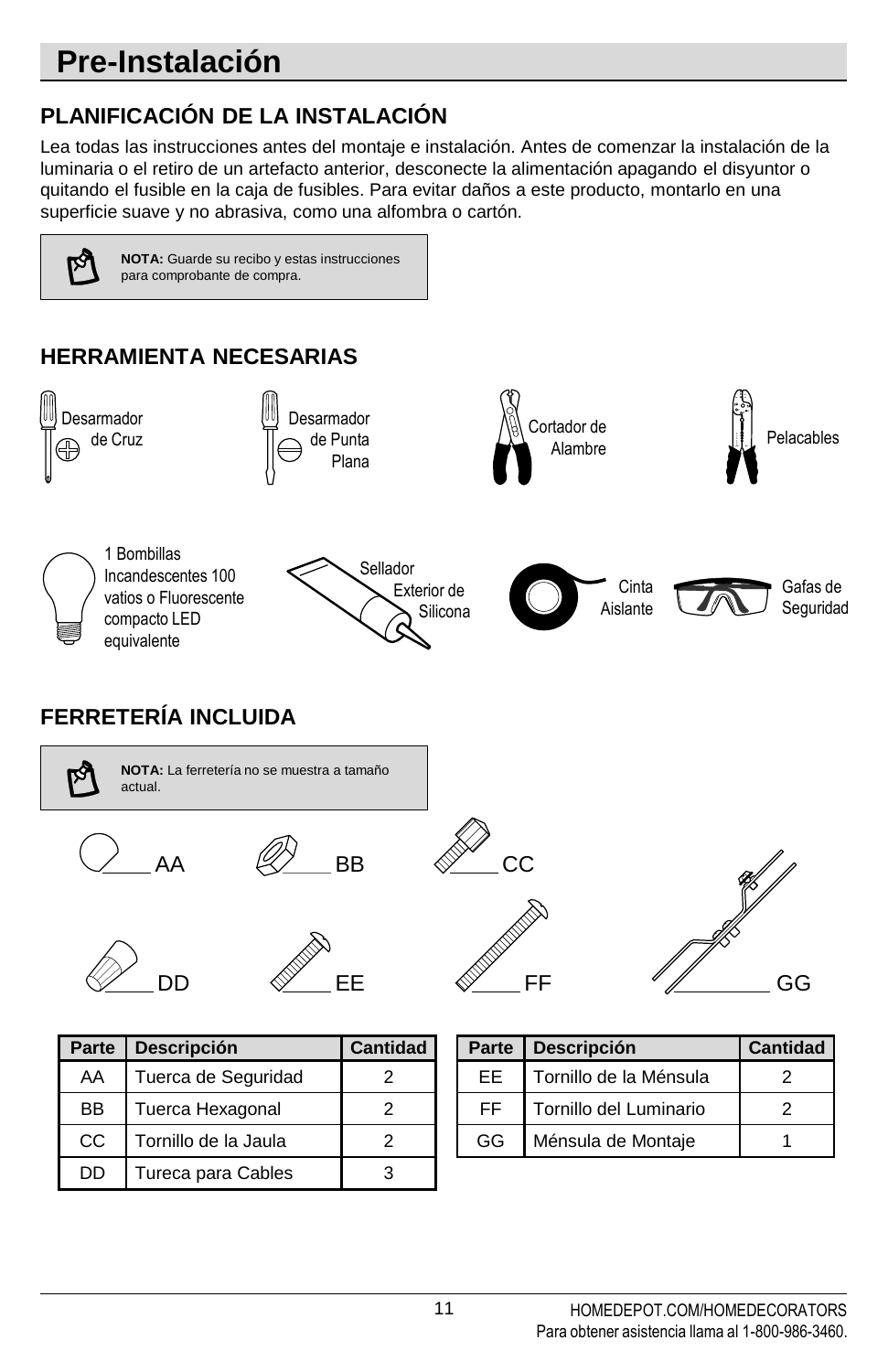# Pre-Instalación

## PLANIFICACIÓN DE LA INSTALACIÓN

Lea todas las instrucciones antes del montaje e instalación. Antes de comenzar la instalación de la luminaria o el retiro de un artefacto anterior, desconecte la alimentación apagando el disyuntor o quitando el fusible en la caja de fusibles. Para evitar daños a este producto, montarlo en una superficie suave y no abrasiva, como una alfombra o cartón.

**NOTA:** Guarde su recibo y estas instrucciones para comprobante de compra.

## HERRAMIENTA NECESARIAS

Desarmador de Cruz

Desarmador de Punta Plana

Cortador de Alambre

Pelacables

1 Bombillas Incandescentes 100 vatios o Fluorescente compacto LED equivalente

Sellador Exterior de Silicona

Cinta Aislante

Gafas de Seguridad

## FERRETERÍA INCLUIDA

**NOTA:** La ferretería no se muestra a tamaño actual.

AA BB CC DD EE FF GG

| Parte | Descripción | Cantidad |
|---|---|---|
| AA | Tuerca de Seguridad | 2 |
| BB | Tuerca Hexagonal | 2 |
| CC | Tornillo de la Jaula | 2 |
| DD | Tureca para Cables | 3 |

| Parte | Descripción | Cantidad |
|---|---|---|
| EE | Tornillo de la Ménsula | 2 |
| FF | Tornillo del Luminario | 2 |
| GG | Ménsula de Montaje | 1 |

HOMEDEPOT.COM/HOMEDECORATORS
Para obtener asistencia llama al 1-800-986-3460.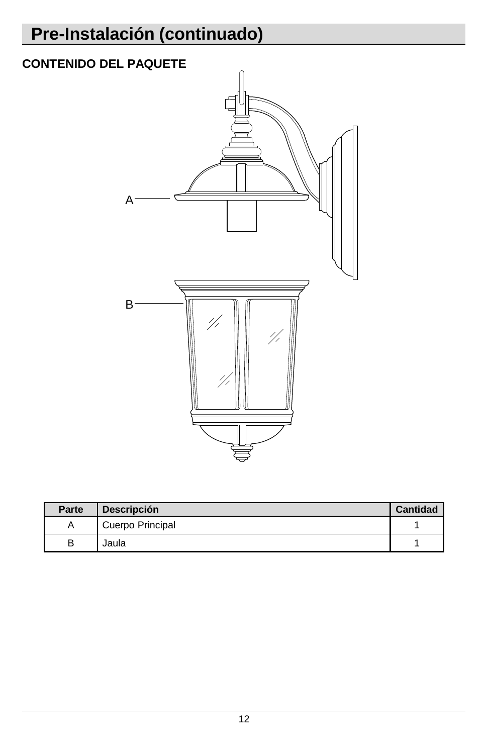# Pre-Instalación (continuado)

**CONTENIDO DEL PAQUETE**

| Parte | Descripción | Cantidad |
|---|---|---|
| A | Cuerpo Principal | 1 |
| B | Jaula | 1 |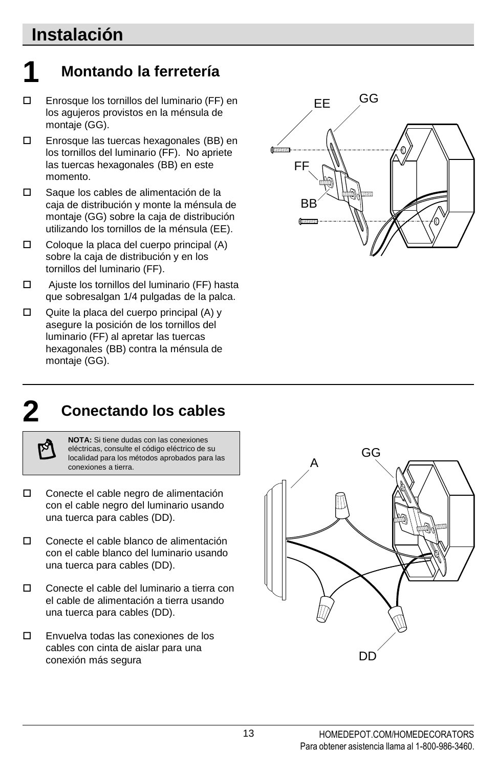# Instalación

## 1 Montando la ferretería

- ☐ Enrosque los tornillos del luminario (FF) en los agujeros provistos en la ménsula de montaje (GG).
- ☐ Enrosque las tuercas hexagonales (BB) en los tornillos del luminario (FF). No apriete las tuercas hexagonales (BB) en este momento.
- ☐ Saque los cables de alimentación de la caja de distribución y monte la ménsula de montaje (GG) sobre la caja de distribución utilizando los tornillos de la ménsula (EE).
- ☐ Coloque la placa del cuerpo principal (A) sobre la caja de distribución y en los tornillos del luminario (FF).
- ☐ Ajuste los tornillos del luminario (FF) hasta que sobresalgan 1/4 pulgadas de la palca.
- ☐ Quite la placa del cuerpo principal (A) y asegure la posición de los tornillos del luminario (FF) al apretar las tuercas hexagonales (BB) contra la ménsula de montaje (GG).

## 2 Conectando los cables

**NOTA:** Si tiene dudas con las conexiones eléctricas, consulte el código eléctrico de su localidad para los métodos aprobados para las conexiones a tierra.

- ☐ Conecte el cable negro de alimentación con el cable negro del luminario usando una tuerca para cables (DD).
- ☐ Conecte el cable blanco de alimentación con el cable blanco del luminario usando una tuerca para cables (DD).
- ☐ Conecte el cable del luminario a tierra con el cable de alimentación a tierra usando una tuerca para cables (DD).
- ☐ Envuelva todas las conexiones de los cables con cinta de aislar para una conexión más segura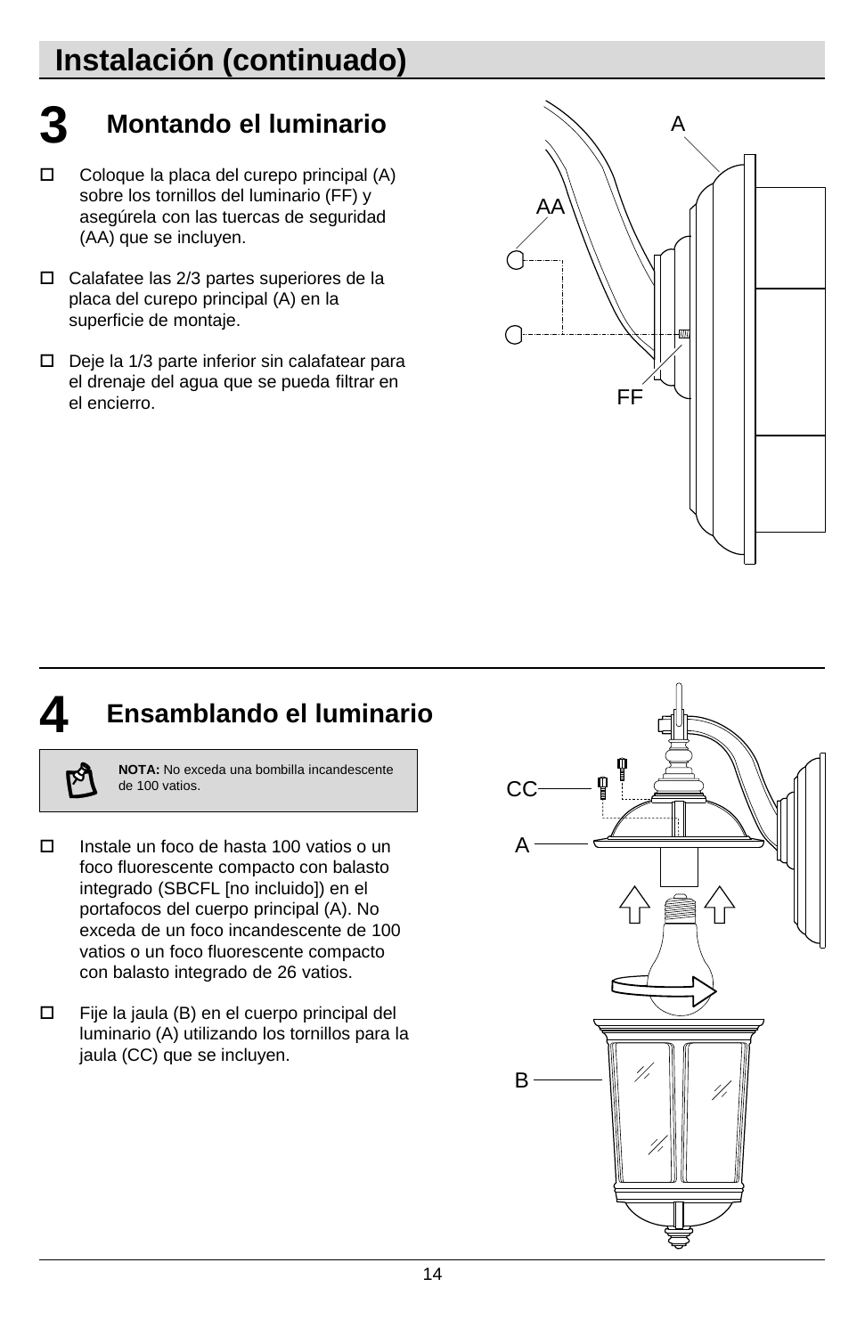# Instalación (continuado)

## 3 Montando el luminario

- ☐ Coloque la placa del curepo principal (A) sobre los tornillos del luminario (FF) y asegúrela con las tuercas de seguridad (AA) que se incluyen.
- ☐ Calafatee las 2/3 partes superiores de la placa del curepo principal (A) en la superficie de montaje.
- ☐ Deje la 1/3 parte inferior sin calafatear para el drenaje del agua que se pueda filtrar en el encierro.

## 4 Ensamblando el luminario

**NOTA:** No exceda una bombilla incandescente de 100 vatios.

- ☐ Instale un foco de hasta 100 vatios o un foco fluorescente compacto con balasto integrado (SBCFL [no incluido]) en el portafocos del cuerpo principal (A). No exceda de un foco incandescente de 100 vatios o un foco fluorescente compacto con balasto integrado de 26 vatios.
- ☐ Fije la jaula (B) en el cuerpo principal del luminario (A) utilizando los tornillos para la jaula (CC) que se incluyen.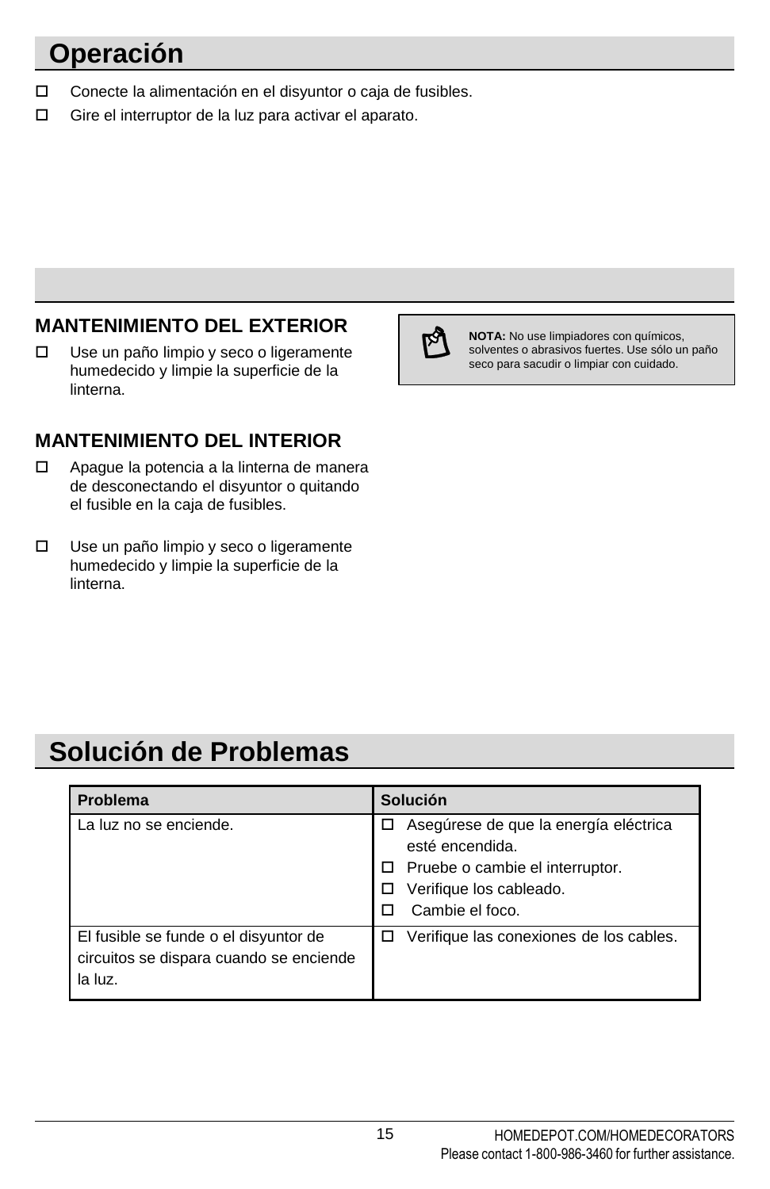# Operación

- Conecte la alimentación en el disyuntor o caja de fusibles.
- Gire el interruptor de la luz para activar el aparato.

### MANTENIMIENTO DEL EXTERIOR

- Use un paño limpio y seco o ligeramente humedecido y limpie la superficie de la linterna.

**NOTA:** No use limpiadores con químicos, solventes o abrasivos fuertes. Use sólo un paño seco para sacudir o limpiar con cuidado.

### MANTENIMIENTO DEL INTERIOR

- Apague la potencia a la linterna de manera de desconectando el disyuntor o quitando el fusible en la caja de fusibles.
- Use un paño limpio y seco o ligeramente humedecido y limpie la superficie de la linterna.

# Solución de Problemas

| Problema | Solución |
| --- | --- |
| La luz no se enciende. | - Asegúrese de que la energía eléctrica esté encendida.<br>- Pruebe o cambie el interruptor.<br>- Verifique los cableado.<br>- Cambie el foco. |
| El fusible se funde o el disyuntor de circuitos se dispara cuando se enciende la luz. | - Verifique las conexiones de los cables. |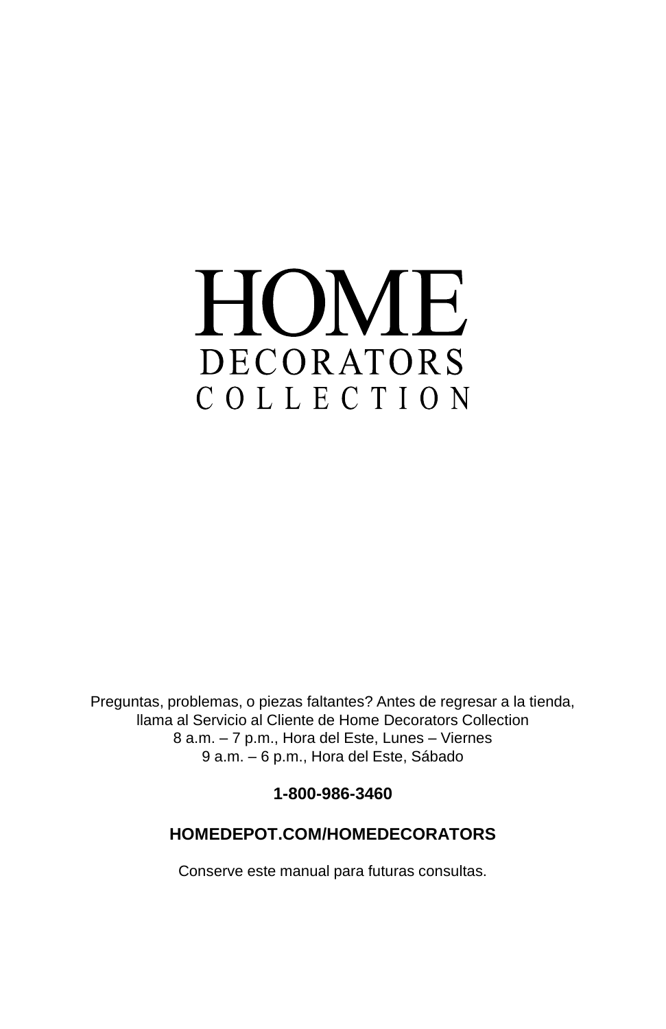# HOME
## DECORATORS
### COLLECTION

Preguntas, problemas, o piezas faltantes? Antes de regresar a la tienda, llama al Servicio al Cliente de Home Decorators Collection
8 a.m. – 7 p.m., Hora del Este, Lunes – Viernes
9 a.m. – 6 p.m., Hora del Este, Sábado

**1-800-986-3460**

**HOMEDEPOT.COM/HOMEDECORATORS**

Conserve este manual para futuras consultas.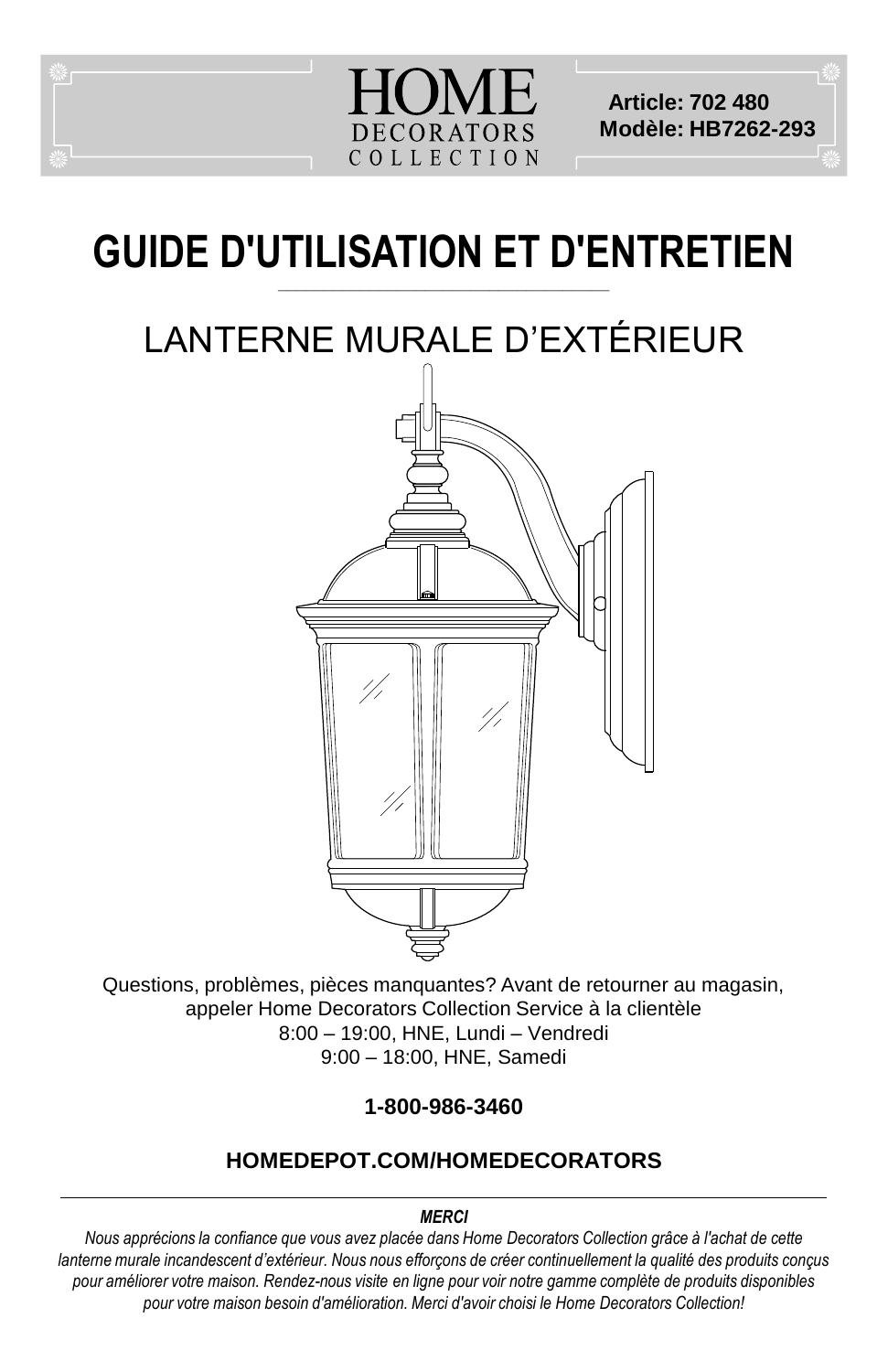HOME
DECORATORS
COLLECTION

**Article: 702 480**
**Modèle: HB7262-293**

# GUIDE D'UTILISATION ET D'ENTRETIEN

## LANTERNE MURALE D’EXTÉRIEUR

Questions, problèmes, pièces manquantes? Avant de retourner au magasin, appeler Home Decorators Collection Service à la clientèle
8:00 – 19:00, HNE, Lundi – Vendredi
9:00 – 18:00, HNE, Samedi

**1-800-986-3460**

**HOMEDEPOT.COM/HOMEDECORATORS**

***MERCI***

*Nous apprécions la confiance que vous avez placée dans Home Decorators Collection grâce à l'achat de cette lanterne murale incandescent d’extérieur. Nous nous efforçons de créer continuellement la qualité des produits conçus pour améliorer votre maison. Rendez-nous visite en ligne pour voir notre gamme complète de produits disponibles pour votre maison besoin d'amélioration. Merci d'avoir choisi le Home Decorators Collection!*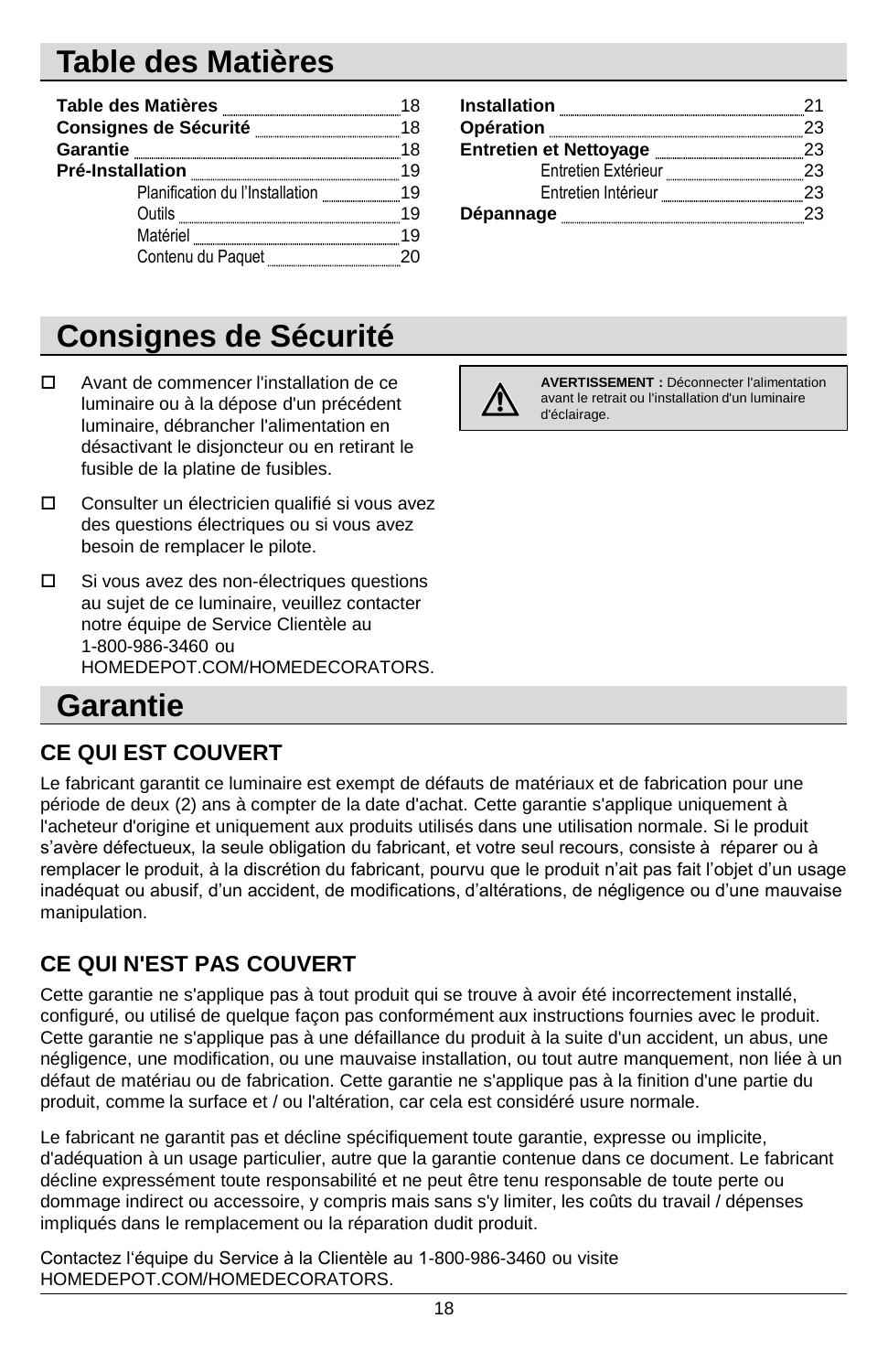# Table des Matières

| | |
|---|---|
| **Table des Matières** | 18 |
| **Consignes de Sécurité** | 18 |
| **Garantie** | 18 |
| **Pré-Installation** | 19 |
| Planification de l'Installation | 19 |
| Outils | 19 |
| Matériel | 19 |
| Contenu du Paquet | 20 |
| **Installation** | 21 |
| **Opération** | 23 |
| **Entretien et Nettoyage** | 23 |
| Entretien Extérieur | 23 |
| Entretien Intérieur | 23 |
| **Dépannage** | 23 |

# Consignes de Sécurité

- ☐ Avant de commencer l'installation de ce luminaire ou à la dépose d'un précédent luminaire, débrancher l'alimentation en désactivant le disjoncteur ou en retirant le fusible de la platine de fusibles.
- ☐ Consulter un électricien qualifié si vous avez des questions électriques ou si vous avez besoin de remplacer le pilote.
- ☐ Si vous avez des non-électriques questions au sujet de ce luminaire, veuillez contacter notre équipe de Service Clientèle au 1-800-986-3460 ou HOMEDEPOT.COM/HOMEDECORATORS.

⚠ **AVERTISSEMENT :** Déconnecter l'alimentation avant le retrait ou l'installation d'un luminaire d'éclairage.

# Garantie

## CE QUI EST COUVERT

Le fabricant garantit ce luminaire est exempt de défauts de matériaux et de fabrication pour une période de deux (2) ans à compter de la date d'achat. Cette garantie s'applique uniquement à l'acheteur d'origine et uniquement aux produits utilisés dans une utilisation normale. Si le produit s'avère défectueux, la seule obligation du fabricant, et votre seul recours, consiste à réparer ou à remplacer le produit, à la discrétion du fabricant, pourvu que le produit n'ait pas fait l'objet d'un usage inadéquat ou abusif, d'un accident, de modifications, d'altérations, de négligence ou d'une mauvaise manipulation.

## CE QUI N'EST PAS COUVERT

Cette garantie ne s'applique pas à tout produit qui se trouve à avoir été incorrectement installé, configuré, ou utilisé de quelque façon pas conformément aux instructions fournies avec le produit. Cette garantie ne s'applique pas à une défaillance du produit à la suite d'un accident, un abus, une négligence, une modification, ou une mauvaise installation, ou tout autre manquement, non liée à un défaut de matériau ou de fabrication. Cette garantie ne s'applique pas à la finition d'une partie du produit, comme la surface et / ou l'altération, car cela est considéré usure normale.

Le fabricant ne garantit pas et décline spécifiquement toute garantie, expresse ou implicite, d'adéquation à un usage particulier, autre que la garantie contenue dans ce document. Le fabricant décline expressément toute responsabilité et ne peut être tenu responsable de toute perte ou dommage indirect ou accessoire, y compris mais sans s'y limiter, les coûts du travail / dépenses impliqués dans le remplacement ou la réparation dudit produit.

Contactez l'équipe du Service à la Clientèle au 1-800-986-3460 ou visite HOMEDEPOT.COM/HOMEDECORATORS.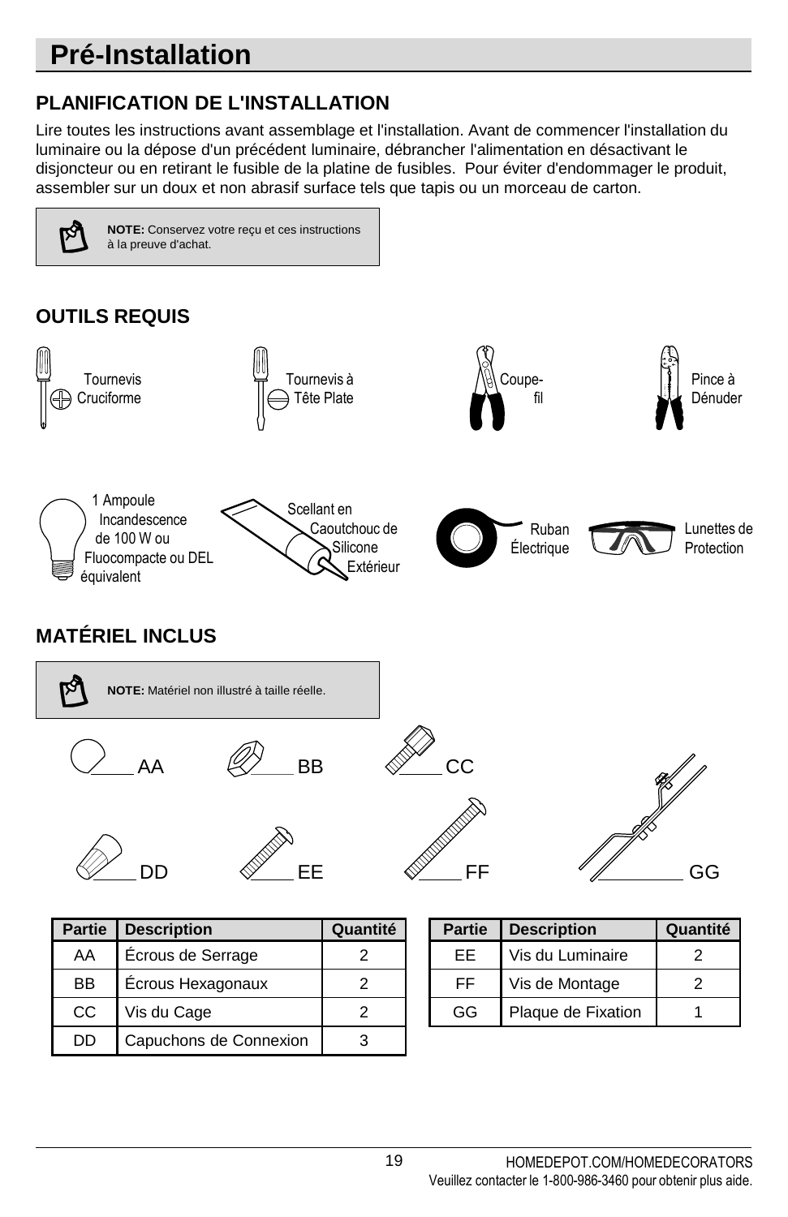# Pré-Installation

## PLANIFICATION DE L'INSTALLATION

Lire toutes les instructions avant assemblage et l'installation. Avant de commencer l'installation du luminaire ou la dépose d'un précédent luminaire, débrancher l'alimentation en désactivant le disjoncteur ou en retirant le fusible de la platine de fusibles. Pour éviter d'endommager le produit, assembler sur un doux et non abrasif surface tels que tapis ou un morceau de carton.

**NOTE:** Conservez votre reçu et ces instructions à la preuve d'achat.

## OUTILS REQUIS

Tournevis Cruciforme

Tournevis à Tête Plate

Coupe-fil

Pince à Dénuder

1 Ampoule Incandescence de 100 W ou Fluocompacte ou DEL équivalent

Scellant en Caoutchouc de Silicone Extérieur

Ruban Électrique

Lunettes de Protection

## MATÉRIEL INCLUS

**NOTE:** Matériel non illustré à taille réelle.

AA BB CC DD EE FF GG

| Partie | Description | Quantité |
|---|---|---|
| AA | Écrous de Serrage | 2 |
| BB | Écrous Hexagonaux | 2 |
| CC | Vis du Cage | 2 |
| DD | Capuchons de Connexion | 3 |
| EE | Vis du Luminaire | 2 |
| FF | Vis de Montage | 2 |
| GG | Plaque de Fixation | 1 |

HOMEDEPOT.COM/HOMEDECORATORS
Veuillez contacter le 1-800-986-3460 pour obtenir plus aide.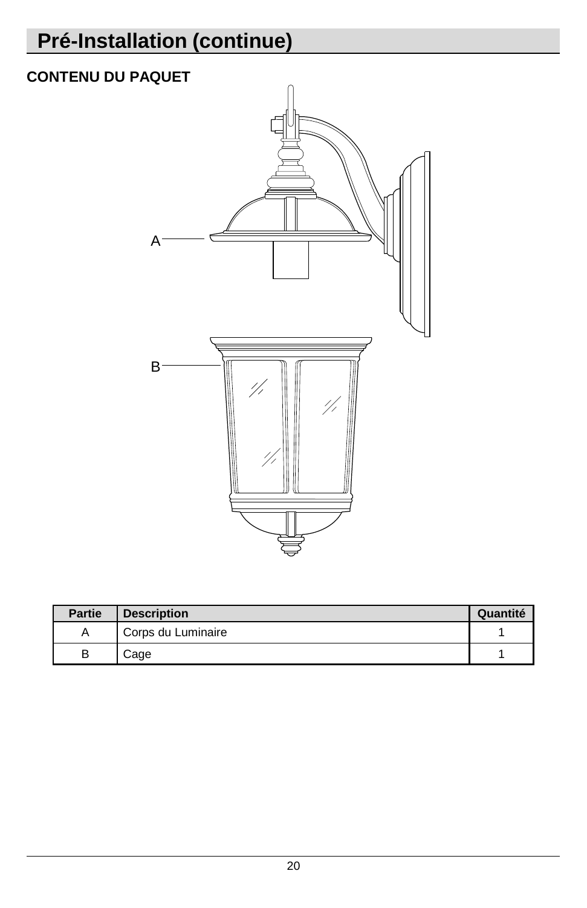# Pré-Installation (continue)

**CONTENU DU PAQUET**

| Partie | Description | Quantité |
|---|---|---|
| A | Corps du Luminaire | 1 |
| B | Cage | 1 |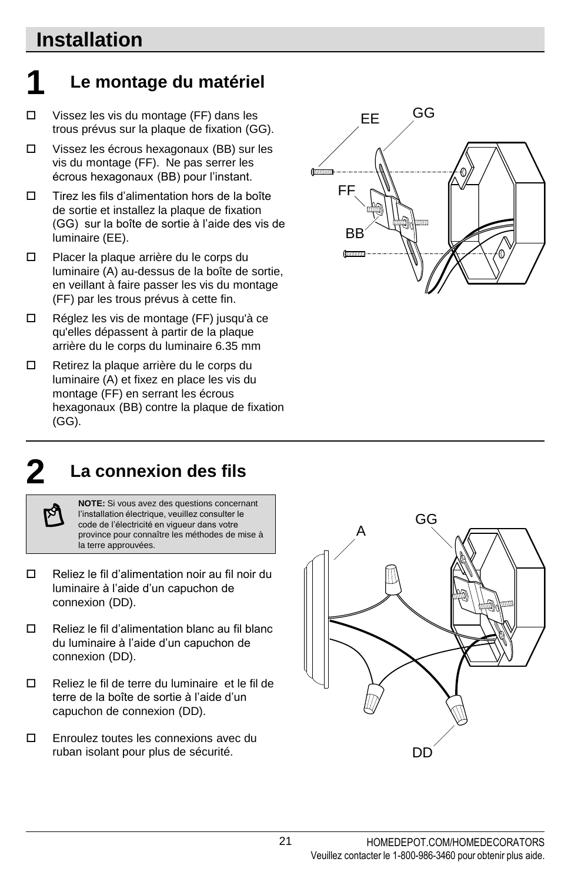# Installation

## 1 Le montage du matériel

- ☐ Vissez les vis du montage (FF) dans les trous prévus sur la plaque de fixation (GG).
- ☐ Vissez les écrous hexagonaux (BB) sur les vis du montage (FF). Ne pas serrer les écrous hexagonaux (BB) pour l'instant.
- ☐ Tirez les fils d'alimentation hors de la boîte de sortie et installez la plaque de fixation (GG) sur la boîte de sortie à l'aide des vis de luminaire (EE).
- ☐ Placer la plaque arrière du le corps du luminaire (A) au-dessus de la boîte de sortie, en veillant à faire passer les vis du montage (FF) par les trous prévus à cette fin.
- ☐ Réglez les vis de montage (FF) jusqu'à ce qu'elles dépassent à partir de la plaque arrière du le corps du luminaire 6.35 mm
- ☐ Retirez la plaque arrière du le corps du luminaire (A) et fixez en place les vis du montage (FF) en serrant les écrous hexagonaux (BB) contre la plaque de fixation (GG).

EE GG FF BB

## 2 La connexion des fils

**NOTE:** Si vous avez des questions concernant l'installation électrique, veuillez consulter le code de l'électricité en vigueur dans votre province pour connaître les méthodes de mise à la terre approuvées.

- ☐ Reliez le fil d'alimentation noir au fil noir du luminaire à l'aide d'un capuchon de connexion (DD).
- ☐ Reliez le fil d'alimentation blanc au fil blanc du luminaire à l'aide d'un capuchon de connexion (DD).
- ☐ Reliez le fil de terre du luminaire et le fil de terre de la boîte de sortie à l'aide d'un capuchon de connexion (DD).
- ☐ Enroulez toutes les connexions avec du ruban isolant pour plus de sécurité.

A GG DD

HOMEDEPOT.COM/HOMEDECORATORS
Veuillez contacter le 1-800-986-3460 pour obtenir plus aide.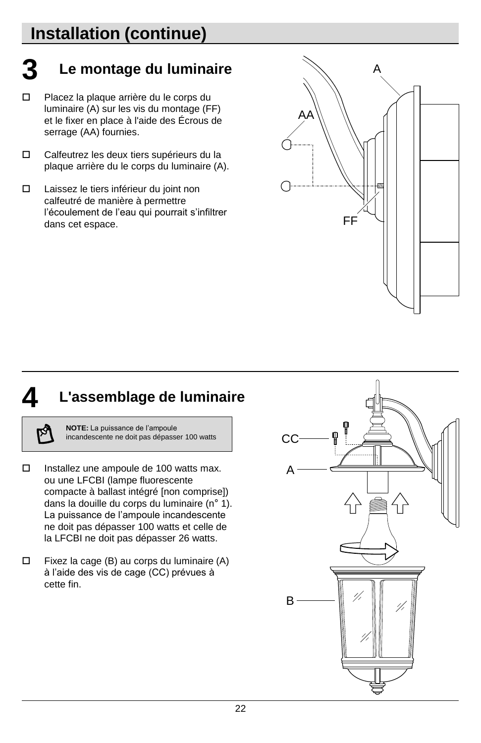# Installation (continue)

## 3 Le montage du luminaire

- ☐ Placez la plaque arrière du le corps du luminaire (A) sur les vis du montage (FF) et le fixer en place à l'aide des Écrous de serrage (AA) fournies.
- ☐ Calfeutrez les deux tiers supérieurs du la plaque arrière du le corps du luminaire (A).
- ☐ Laissez le tiers inférieur du joint non calfeutré de manière à permettre l'écoulement de l'eau qui pourrait s'infiltrer dans cet espace.

## 4 L'assemblage de luminaire

> **NOTE:** La puissance de l'ampoule incandescente ne doit pas dépasser 100 watts

- ☐ Installez une ampoule de 100 watts max. ou une LFCBI (lampe fluorescente compacte à ballast intégré [non comprise]) dans la douille du corps du luminaire (n° 1). La puissance de l'ampoule incandescente ne doit pas dépasser 100 watts et celle de la LFCBI ne doit pas dépasser 26 watts.
- ☐ Fixez la cage (B) au corps du luminaire (A) à l'aide des vis de cage (CC) prévues à cette fin.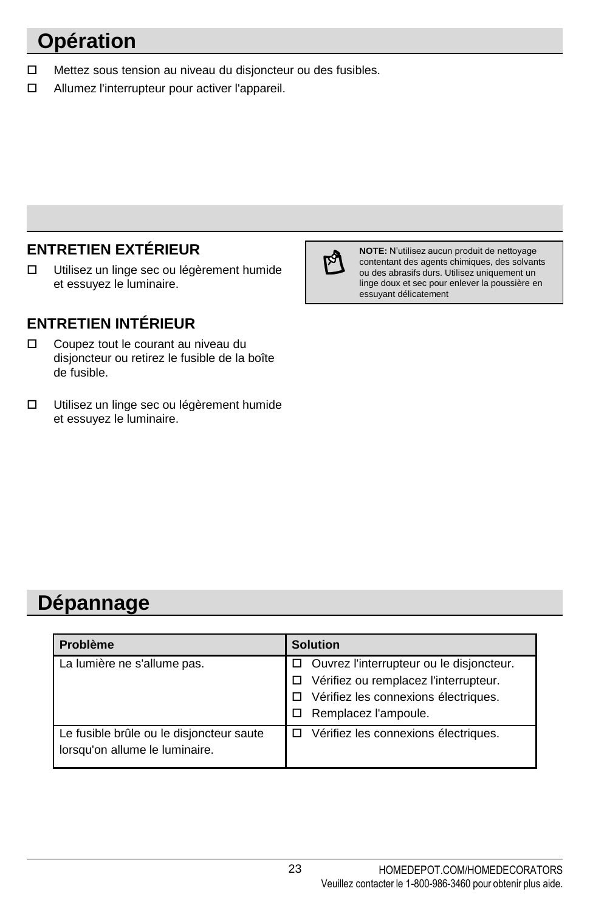# Opération

- Mettez sous tension au niveau du disjoncteur ou des fusibles.
- Allumez l'interrupteur pour activer l'appareil.

### ENTRETIEN EXTÉRIEUR

- Utilisez un linge sec ou légèrement humide et essuyez le luminaire.

**NOTE:** N'utilisez aucun produit de nettoyage contenant des agents chimiques, des solvants ou des abrasifs durs. Utilisez uniquement un linge doux et sec pour enlever la poussière en essuyant délicatement

### ENTRETIEN INTÉRIEUR

- Coupez tout le courant au niveau du disjoncteur ou retirez le fusible de la boîte de fusible.
- Utilisez un linge sec ou légèrement humide et essuyez le luminaire.

# Dépannage

| Problème | Solution |
| --- | --- |
| La lumière ne s'allume pas. | - Ouvrez l'interrupteur ou le disjoncteur.<br>- Vérifiez ou remplacez l'interrupteur.<br>- Vérifiez les connexions électriques.<br>- Remplacez l'ampoule. |
| Le fusible brûle ou le disjoncteur saute lorsqu'on allume le luminaire. | - Vérifiez les connexions électriques. |

HOMEDEPOT.COM/HOMEDECORATORS
Veuillez contacter le 1-800-986-3460 pour obtenir plus aide.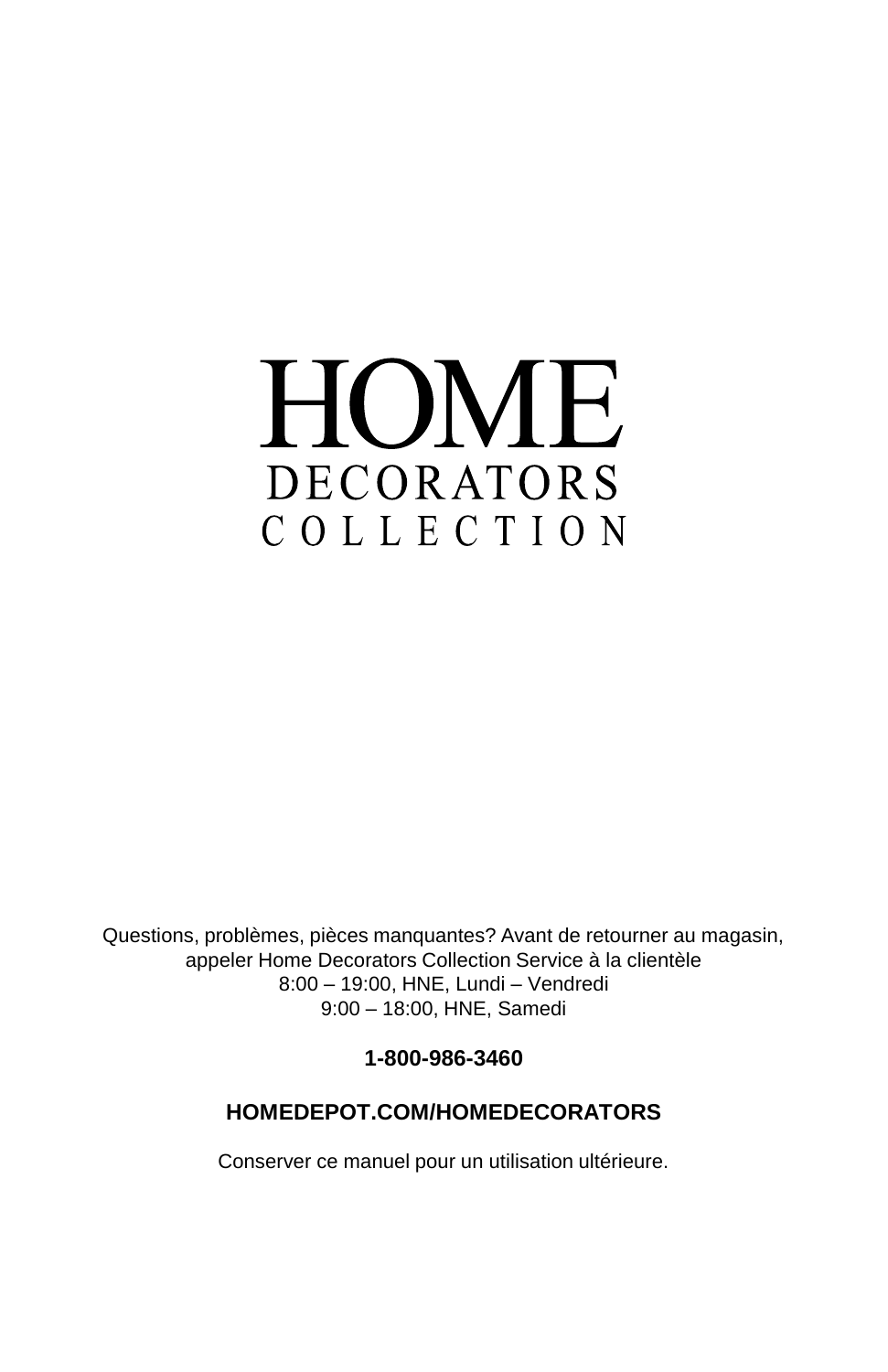# HOME
## DECORATORS
### COLLECTION

Questions, problèmes, pièces manquantes? Avant de retourner au magasin,
appeler Home Decorators Collection Service à la clientèle
8:00 – 19:00, HNE, Lundi – Vendredi
9:00 – 18:00, HNE, Samedi

**1-800-986-3460**

**HOMEDEPOT.COM/HOMEDECORATORS**

Conserver ce manuel pour un utilisation ultérieure.